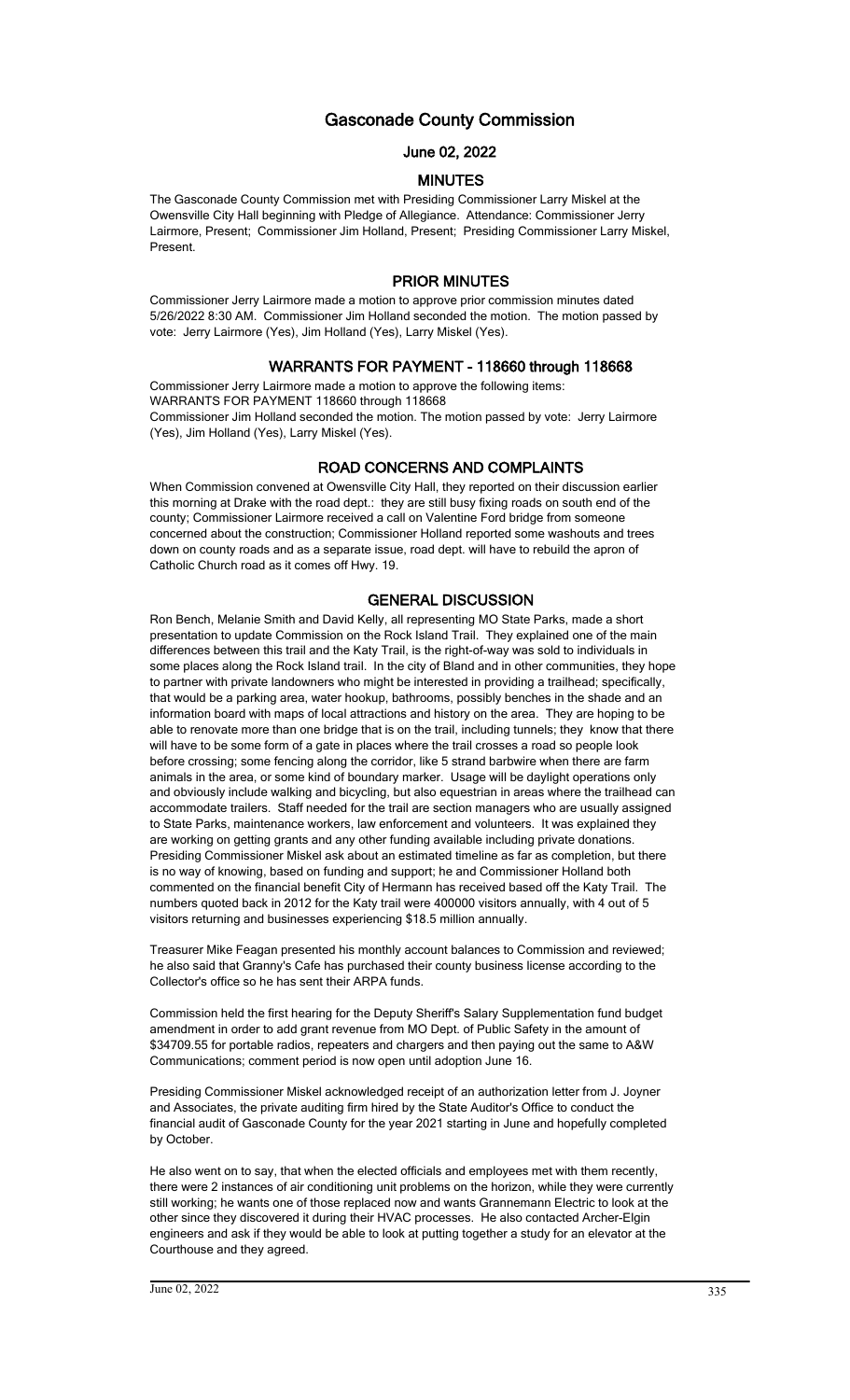# Gasconade County Commission

## June 02, 2022

## MINUTES

The Gasconade County Commission met with Presiding Commissioner Larry Miskel at the Owensville City Hall beginning with Pledge of Allegiance. Attendance: Commissioner Jerry Lairmore, Present; Commissioner Jim Holland, Present; Presiding Commissioner Larry Miskel, Present.

## PRIOR MINUTES

Commissioner Jerry Lairmore made a motion to approve prior commission minutes dated 5/26/2022 8:30 AM. Commissioner Jim Holland seconded the motion. The motion passed by vote: Jerry Lairmore (Yes), Jim Holland (Yes), Larry Miskel (Yes).

## WARRANTS FOR PAYMENT - 118660 through 118668

Commissioner Jerry Lairmore made a motion to approve the following items:
WARRANTS FOR PAYMENT 118660 through 118668
Commissioner Jim Holland seconded the motion. The motion passed by vote: Jerry Lairmore (Yes), Jim Holland (Yes), Larry Miskel (Yes).

## ROAD CONCERNS AND COMPLAINTS

When Commission convened at Owensville City Hall, they reported on their discussion earlier this morning at Drake with the road dept.: they are still busy fixing roads on south end of the county; Commissioner Lairmore received a call on Valentine Ford bridge from someone concerned about the construction; Commissioner Holland reported some washouts and trees down on county roads and as a separate issue, road dept. will have to rebuild the apron of Catholic Church road as it comes off Hwy. 19.

## GENERAL DISCUSSION

Ron Bench, Melanie Smith and David Kelly, all representing MO State Parks, made a short presentation to update Commission on the Rock Island Trail. They explained one of the main differences between this trail and the Katy Trail, is the right-of-way was sold to individuals in some places along the Rock Island trail. In the city of Bland and in other communities, they hope to partner with private landowners who might be interested in providing a trailhead; specifically, that would be a parking area, water hookup, bathrooms, possibly benches in the shade and an information board with maps of local attractions and history on the area. They are hoping to be able to renovate more than one bridge that is on the trail, including tunnels; they know that there will have to be some form of a gate in places where the trail crosses a road so people look before crossing; some fencing along the corridor, like 5 strand barbwire when there are farm animals in the area, or some kind of boundary marker. Usage will be daylight operations only and obviously include walking and bicycling, but also equestrian in areas where the trailhead can accommodate trailers. Staff needed for the trail are section managers who are usually assigned to State Parks, maintenance workers, law enforcement and volunteers. It was explained they are working on getting grants and any other funding available including private donations. Presiding Commissioner Miskel ask about an estimated timeline as far as completion, but there is no way of knowing, based on funding and support; he and Commissioner Holland both commented on the financial benefit City of Hermann has received based off the Katy Trail. The numbers quoted back in 2012 for the Katy trail were 400000 visitors annually, with 4 out of 5 visitors returning and businesses experiencing $18.5 million annually.

Treasurer Mike Feagan presented his monthly account balances to Commission and reviewed; he also said that Granny's Cafe has purchased their county business license according to the Collector's office so he has sent their ARPA funds.

Commission held the first hearing for the Deputy Sheriff's Salary Supplementation fund budget amendment in order to add grant revenue from MO Dept. of Public Safety in the amount of $34709.55 for portable radios, repeaters and chargers and then paying out the same to A&W Communications; comment period is now open until adoption June 16.

Presiding Commissioner Miskel acknowledged receipt of an authorization letter from J. Joyner and Associates, the private auditing firm hired by the State Auditor's Office to conduct the financial audit of Gasconade County for the year 2021 starting in June and hopefully completed by October.

He also went on to say, that when the elected officials and employees met with them recently, there were 2 instances of air conditioning unit problems on the horizon, while they were currently still working; he wants one of those replaced now and wants Grannemann Electric to look at the other since they discovered it during their HVAC processes. He also contacted Archer-Elgin engineers and ask if they would be able to look at putting together a study for an elevator at the Courthouse and they agreed.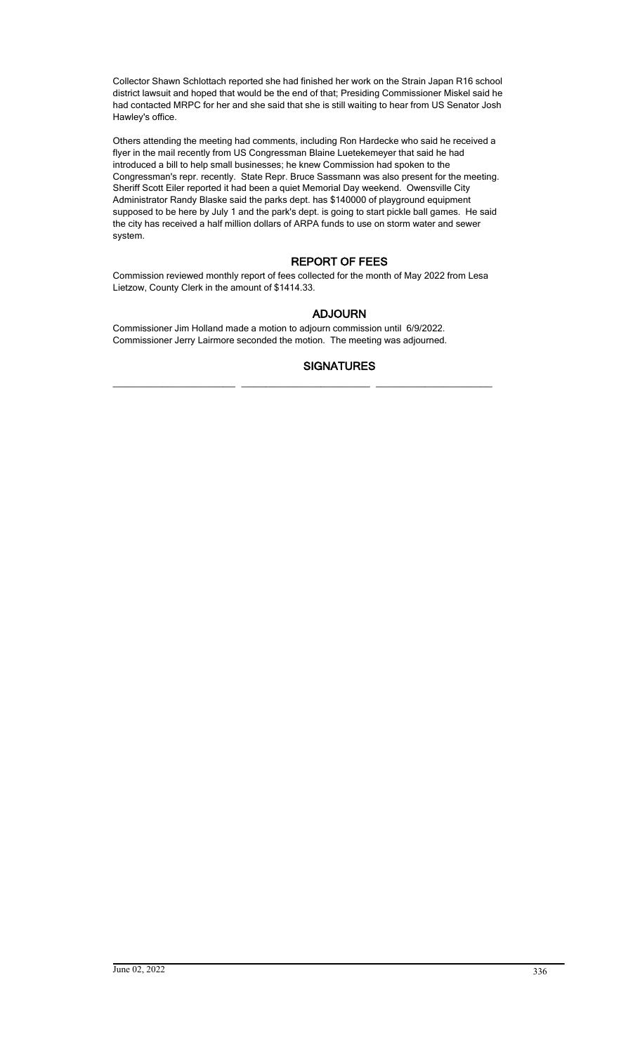Collector Shawn Schlottach reported she had finished her work on the Strain Japan R16 school district lawsuit and hoped that would be the end of that; Presiding Commissioner Miskel said he had contacted MRPC for her and she said that she is still waiting to hear from US Senator Josh Hawley's office.

Others attending the meeting had comments, including Ron Hardecke who said he received a flyer in the mail recently from US Congressman Blaine Luetekemeyer that said he had introduced a bill to help small businesses; he knew Commission had spoken to the Congressman's repr. recently. State Repr. Bruce Sassmann was also present for the meeting. Sheriff Scott Eiler reported it had been a quiet Memorial Day weekend. Owensville City Administrator Randy Blaske said the parks dept. has $140000 of playground equipment supposed to be here by July 1 and the park's dept. is going to start pickle ball games. He said the city has received a half million dollars of ARPA funds to use on storm water and sewer system.

## REPORT OF FEES

Commission reviewed monthly report of fees collected for the month of May 2022 from Lesa Lietzow, County Clerk in the amount of $1414.33.

## ADJOURN

Commissioner Jim Holland made a motion to adjourn commission until 6/9/2022. Commissioner Jerry Lairmore seconded the motion. The meeting was adjourned.

## SIGNATURES

________________________ ________________________ ______________________